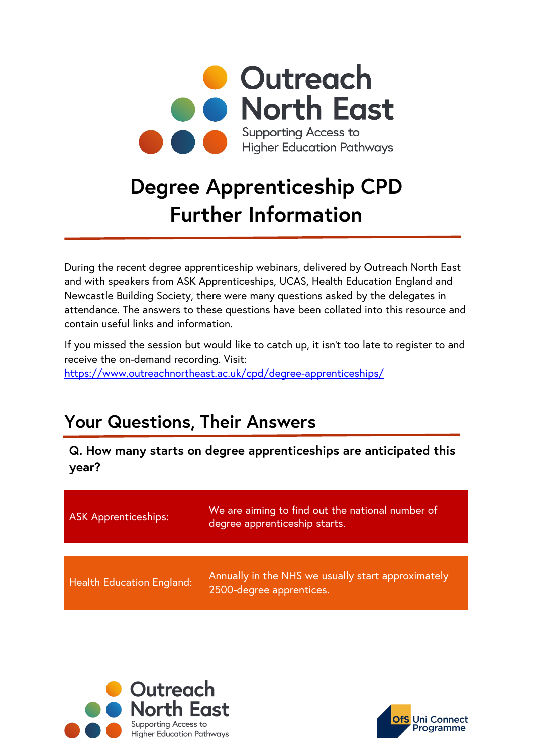# Degree Apprenticeship CPD Further Information

During the recent degree apprenticeship webinars, delivered by Outreach North East and with speakers from ASK Apprenticeships, UCAS, Health Education England and Newcastle Building Society, there were many questions asked by the delegates in attendance. The answers to these questions have been collated into this resource and contain useful links and information.

If you missed the session but would like to catch up, it isn't too late to register to and receive the on-demand recording. Visit: https://www.outreachnortheast.ac.uk/cpd/degree-apprenticeships/

## Your Questions, Their Answers

**Q. How many starts on degree apprenticeships are anticipated this year?**

| | |
|---|---|
| ASK Apprenticeships: | We are aiming to find out the national number of degree apprenticeship starts. |
| Health Education England: | Annually in the NHS we usually start approximately 2500-degree apprentices. |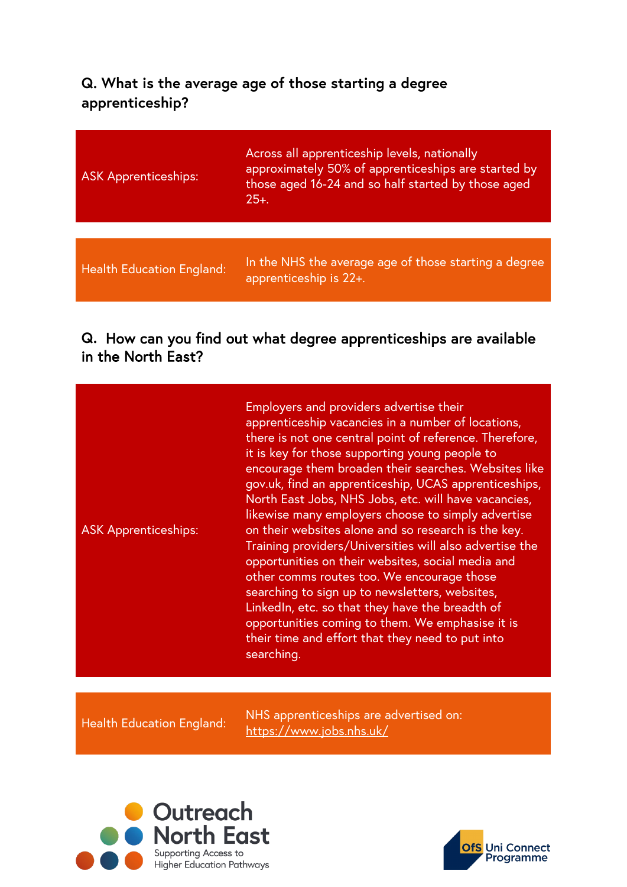### Q. What is the average age of those starting a degree apprenticeship?

| | |
|---|---|
| ASK Apprenticeships: | Across all apprenticeship levels, nationally approximately 50% of apprenticeships are started by those aged 16-24 and so half started by those aged 25+. |
| Health Education England: | In the NHS the average age of those starting a degree apprenticeship is 22+. |

### Q. How can you find out what degree apprenticeships are available in the North East?

| | |
|---|---|
| ASK Apprenticeships: | Employers and providers advertise their apprenticeship vacancies in a number of locations, there is not one central point of reference. Therefore, it is key for those supporting young people to encourage them broaden their searches. Websites like gov.uk, find an apprenticeship, UCAS apprenticeships, North East Jobs, NHS Jobs, etc. will have vacancies, likewise many employers choose to simply advertise on their websites alone and so research is the key. Training providers/Universities will also advertise the opportunities on their websites, social media and other comms routes too. We encourage those searching to sign up to newsletters, websites, LinkedIn, etc. so that they have the breadth of opportunities coming to them. We emphasise it is their time and effort that they need to put into searching. |
| Health Education England: | NHS apprenticeships are advertised on: https://www.jobs.nhs.uk/ |

Outreach North East
Supporting Access to Higher Education Pathways

OfS Uni Connect Programme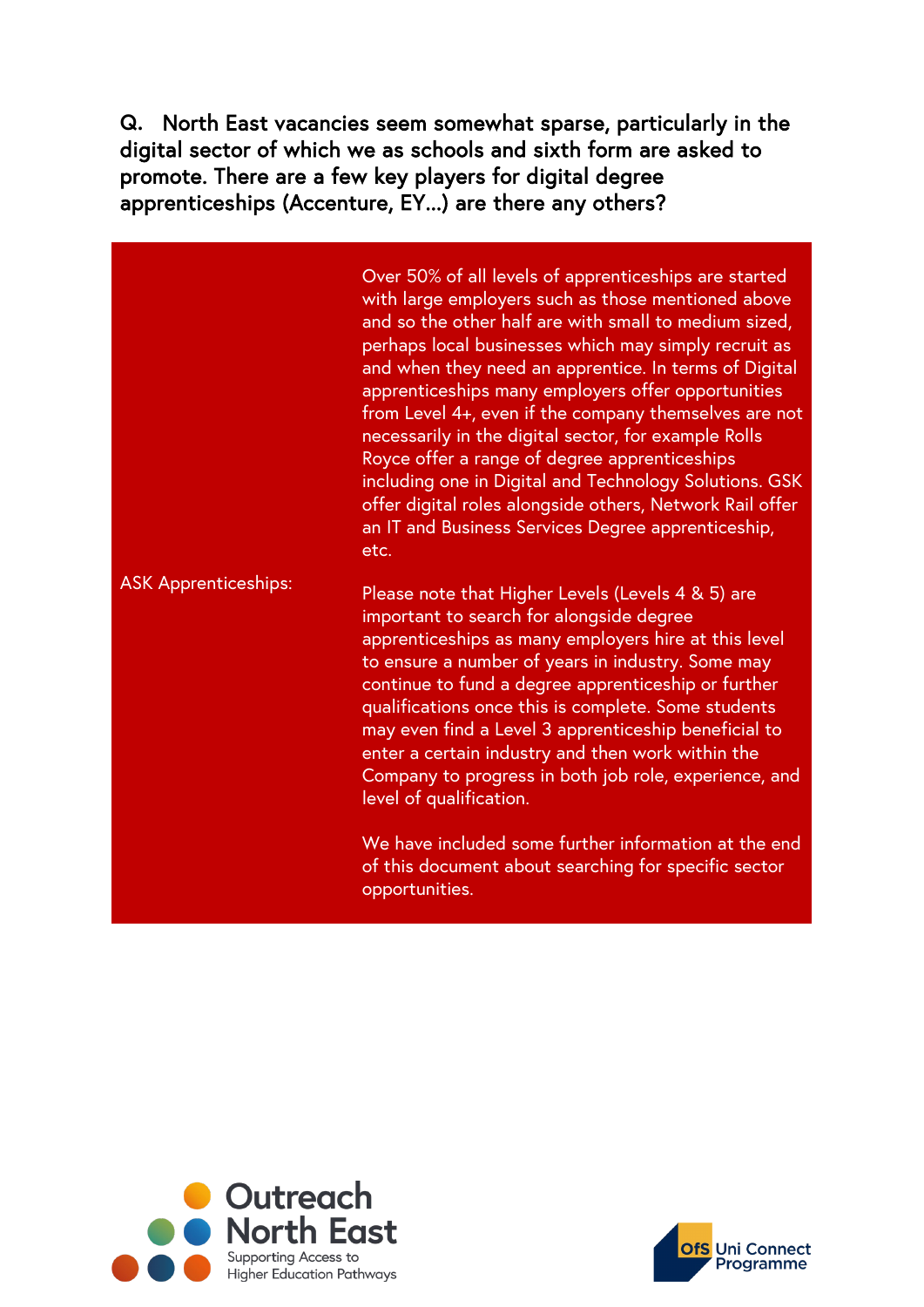**Q. North East vacancies seem somewhat sparse, particularly in the digital sector of which we as schools and sixth form are asked to promote. There are a few key players for digital degree apprenticeships (Accenture, EY…) are there any others?**

| | |
|---|---|
| ASK Apprenticeships: | Over 50% of all levels of apprenticeships are started with large employers such as those mentioned above and so the other half are with small to medium sized, perhaps local businesses which may simply recruit as and when they need an apprentice. In terms of Digital apprenticeships many employers offer opportunities from Level 4+, even if the company themselves are not necessarily in the digital sector, for example Rolls Royce offer a range of degree apprenticeships including one in Digital and Technology Solutions. GSK offer digital roles alongside others, Network Rail offer an IT and Business Services Degree apprenticeship, etc.<br><br>Please note that Higher Levels (Levels 4 & 5) are important to search for alongside degree apprenticeships as many employers hire at this level to ensure a number of years in industry. Some may continue to fund a degree apprenticeship or further qualifications once this is complete. Some students may even find a Level 3 apprenticeship beneficial to enter a certain industry and then work within the Company to progress in both job role, experience, and level of qualification.<br><br>We have included some further information at the end of this document about searching for specific sector opportunities. |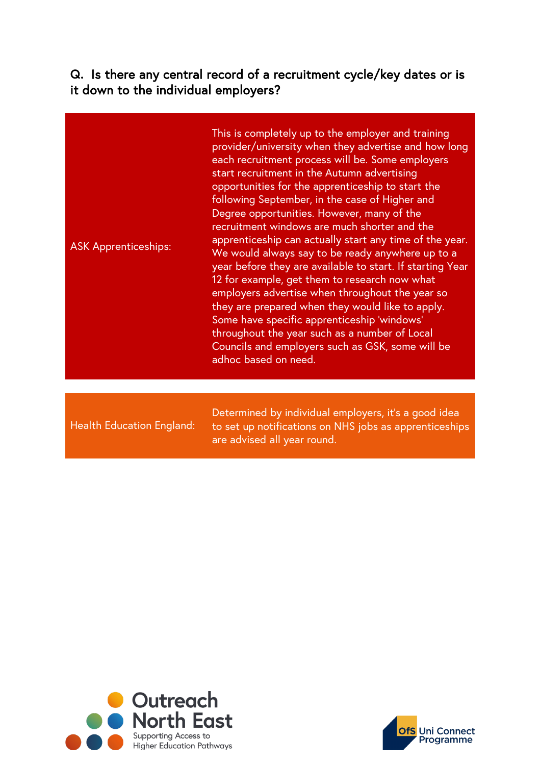### Q. Is there any central record of a recruitment cycle/key dates or is it down to the individual employers?

| | |
|---|---|
| ASK Apprenticeships: | This is completely up to the employer and training provider/university when they advertise and how long each recruitment process will be. Some employers start recruitment in the Autumn advertising opportunities for the apprenticeship to start the following September, in the case of Higher and Degree opportunities. However, many of the recruitment windows are much shorter and the apprenticeship can actually start any time of the year. We would always say to be ready anywhere up to a year before they are available to start. If starting Year 12 for example, get them to research now what employers advertise when throughout the year so they are prepared when they would like to apply. Some have specific apprenticeship 'windows' throughout the year such as a number of Local Councils and employers such as GSK, some will be adhoc based on need. |
| Health Education England: | Determined by individual employers, it's a good idea to set up notifications on NHS jobs as apprenticeships are advised all year round. |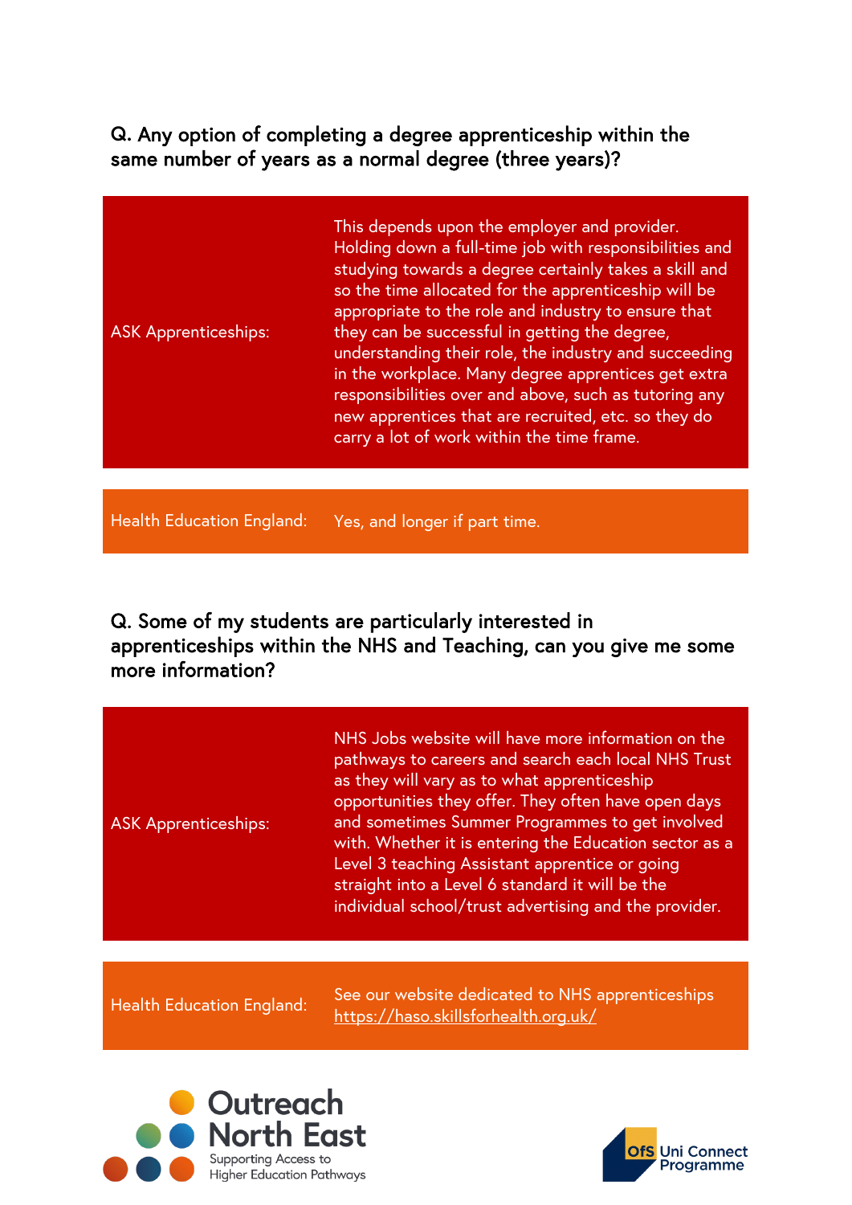**Q. Any option of completing a degree apprenticeship within the same number of years as a normal degree (three years)?**

| | |
|---|---|
| ASK Apprenticeships: | This depends upon the employer and provider. Holding down a full-time job with responsibilities and studying towards a degree certainly takes a skill and so the time allocated for the apprenticeship will be appropriate to the role and industry to ensure that they can be successful in getting the degree, understanding their role, the industry and succeeding in the workplace. Many degree apprentices get extra responsibilities over and above, such as tutoring any new apprentices that are recruited, etc. so they do carry a lot of work within the time frame. |
| Health Education England: | Yes, and longer if part time. |

**Q. Some of my students are particularly interested in apprenticeships within the NHS and Teaching, can you give me some more information?**

| | |
|---|---|
| ASK Apprenticeships: | NHS Jobs website will have more information on the pathways to careers and search each local NHS Trust as they will vary as to what apprenticeship opportunities they offer. They often have open days and sometimes Summer Programmes to get involved with. Whether it is entering the Education sector as a Level 3 teaching Assistant apprentice or going straight into a Level 6 standard it will be the individual school/trust advertising and the provider. |
| Health Education England: | See our website dedicated to NHS apprenticeships https://haso.skillsforhealth.org.uk/ |

Outreach North East
Supporting Access to Higher Education Pathways

OfS Uni Connect Programme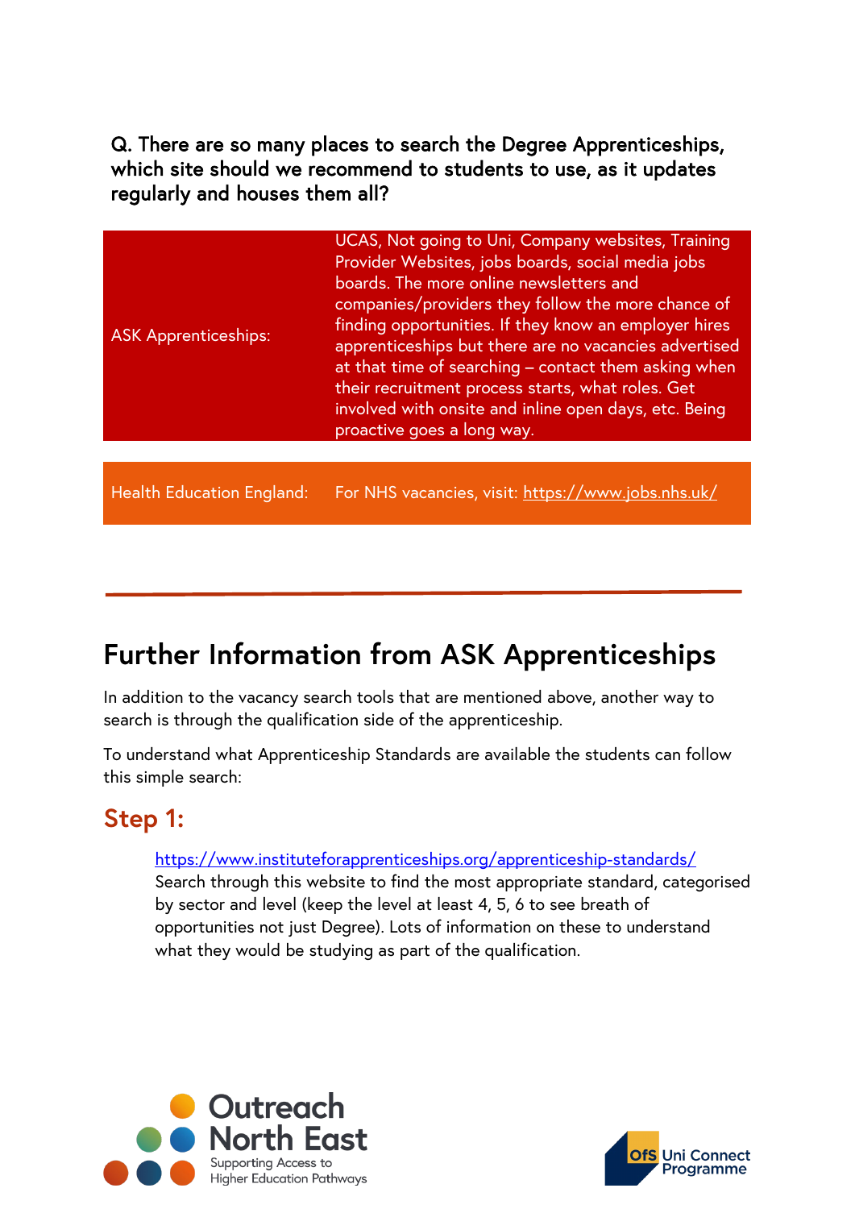**Q. There are so many places to search the Degree Apprenticeships, which site should we recommend to students to use, as it updates regularly and houses them all?**

| | |
|---|---|
| ASK Apprenticeships: | UCAS, Not going to Uni, Company websites, Training Provider Websites, jobs boards, social media jobs boards. The more online newsletters and companies/providers they follow the more chance of finding opportunities. If they know an employer hires apprenticeships but there are no vacancies advertised at that time of searching – contact them asking when their recruitment process starts, what roles. Get involved with onsite and inline open days, etc. Being proactive goes a long way. |
| Health Education England: | For NHS vacancies, visit: https://www.jobs.nhs.uk/ |

---

## Further Information from ASK Apprenticeships

In addition to the vacancy search tools that are mentioned above, another way to search is through the qualification side of the apprenticeship.

To understand what Apprenticeship Standards are available the students can follow this simple search:

### Step 1:

https://www.instituteforapprenticeships.org/apprenticeship-standards/
Search through this website to find the most appropriate standard, categorised by sector and level (keep the level at least 4, 5, 6 to see breath of opportunities not just Degree). Lots of information on these to understand what they would be studying as part of the qualification.

Outreach North East
Supporting Access to Higher Education Pathways

OfS Uni Connect Programme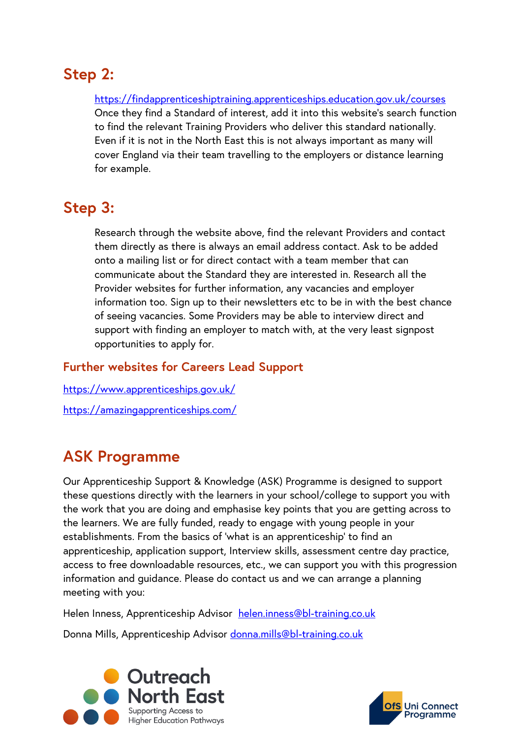## Step 2:

https://findapprenticeshiptraining.apprenticeships.education.gov.uk/courses
Once they find a Standard of interest, add it into this website's search function to find the relevant Training Providers who deliver this standard nationally. Even if it is not in the North East this is not always important as many will cover England via their team travelling to the employers or distance learning for example.

## Step 3:

Research through the website above, find the relevant Providers and contact them directly as there is always an email address contact. Ask to be added onto a mailing list or for direct contact with a team member that can communicate about the Standard they are interested in. Research all the Provider websites for further information, any vacancies and employer information too. Sign up to their newsletters etc to be in with the best chance of seeing vacancies. Some Providers may be able to interview direct and support with finding an employer to match with, at the very least signpost opportunities to apply for.

### Further websites for Careers Lead Support

https://www.apprenticeships.gov.uk/

https://amazingapprenticeships.com/

## ASK Programme

Our Apprenticeship Support & Knowledge (ASK) Programme is designed to support these questions directly with the learners in your school/college to support you with the work that you are doing and emphasise key points that you are getting across to the learners. We are fully funded, ready to engage with young people in your establishments. From the basics of 'what is an apprenticeship' to find an apprenticeship, application support, Interview skills, assessment centre day practice, access to free downloadable resources, etc., we can support you with this progression information and guidance. Please do contact us and we can arrange a planning meeting with you:

Helen Inness, Apprenticeship Advisor helen.inness@bl-training.co.uk

Donna Mills, Apprenticeship Advisor donna.mills@bl-training.co.uk

Outreach North East
Supporting Access to Higher Education Pathways

OfS Uni Connect Programme